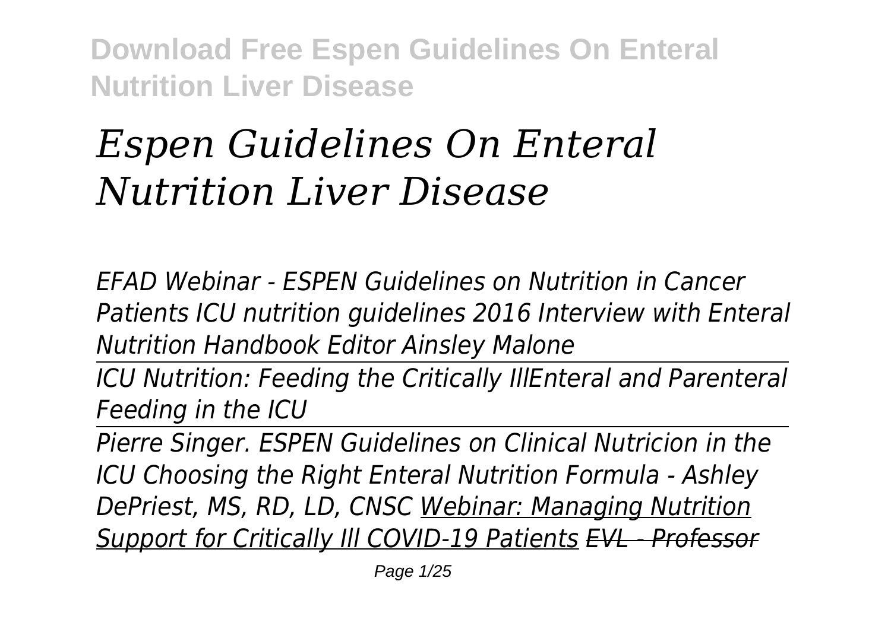# *Espen Guidelines On Enteral Nutrition Liver Disease*

*EFAD Webinar - ESPEN Guidelines on Nutrition in Cancer Patients ICU nutrition guidelines 2016 Interview with Enteral Nutrition Handbook Editor Ainsley Malone*

*ICU Nutrition: Feeding the Critically IllEnteral and Parenteral Feeding in the ICU*

*Pierre Singer. ESPEN Guidelines on Clinical Nutricion in the ICU Choosing the Right Enteral Nutrition Formula - Ashley DePriest, MS, RD, LD, CNSC Webinar: Managing Nutrition Support for Critically Ill COVID-19 Patients EVL - Professor*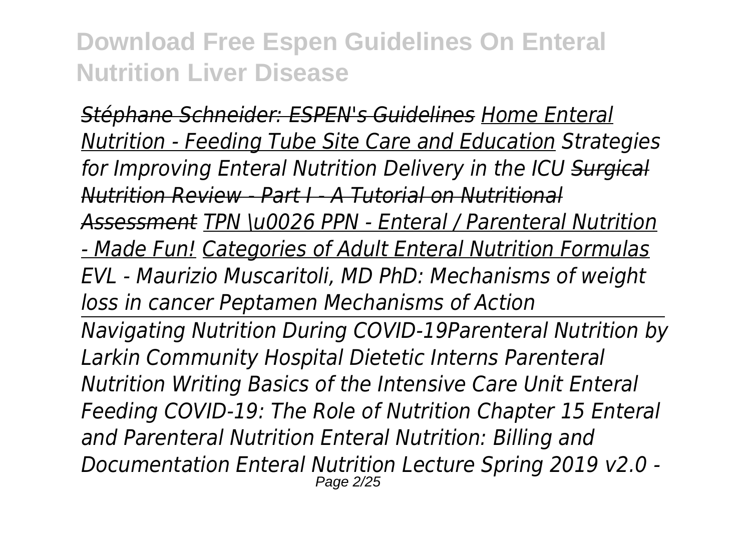*Stéphane Schneider: ESPEN's Guidelines Home Enteral Nutrition - Feeding Tube Site Care and Education Strategies for Improving Enteral Nutrition Delivery in the ICU Surgical Nutrition Review - Part I - A Tutorial on Nutritional Assessment TPN \u0026 PPN - Enteral / Parenteral Nutrition - Made Fun! Categories of Adult Enteral Nutrition Formulas EVL - Maurizio Muscaritoli, MD PhD: Mechanisms of weight loss in cancer Peptamen Mechanisms of Action*

*Navigating Nutrition During COVID-19Parenteral Nutrition by Larkin Community Hospital Dietetic Interns Parenteral Nutrition Writing Basics of the Intensive Care Unit Enteral Feeding COVID-19: The Role of Nutrition Chapter 15 Enteral and Parenteral Nutrition Enteral Nutrition: Billing and Documentation Enteral Nutrition Lecture Spring 2019 v2.0 -*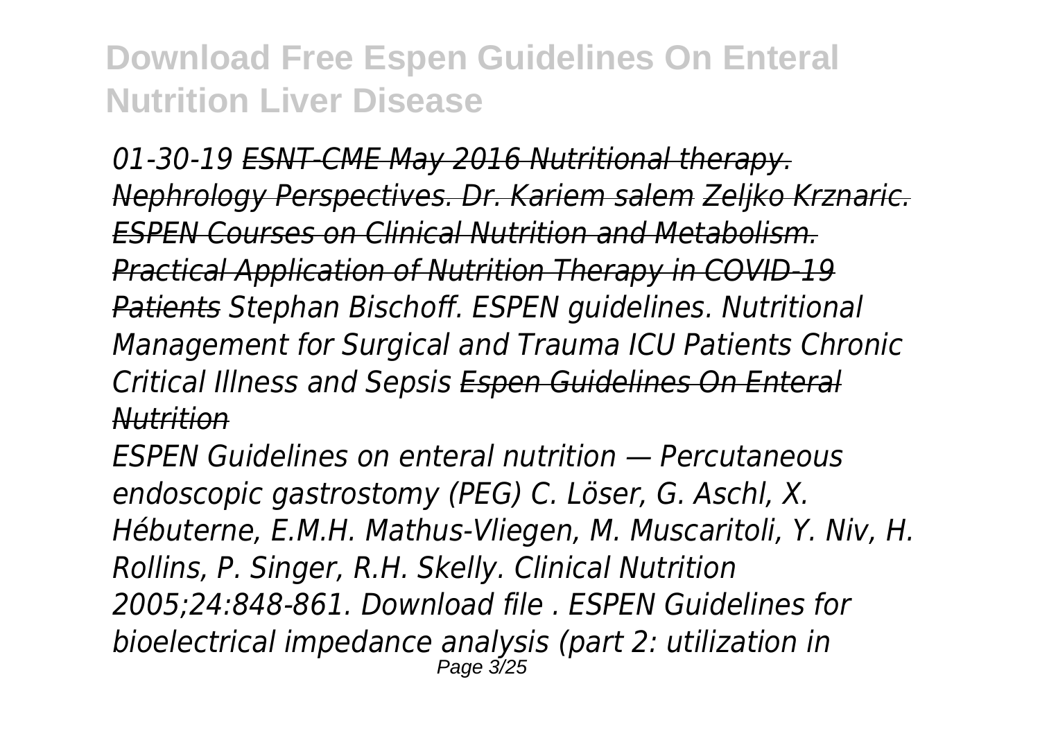*01-30-19 ESNT-CME May 2016 Nutritional therapy. Nephrology Perspectives. Dr. Kariem salem Zeljko Krznaric. ESPEN Courses on Clinical Nutrition and Metabolism. Practical Application of Nutrition Therapy in COVID-19 Patients Stephan Bischoff. ESPEN guidelines. Nutritional Management for Surgical and Trauma ICU Patients Chronic Critical Illness and Sepsis Espen Guidelines On Enteral Nutrition*

*ESPEN Guidelines on enteral nutrition — Percutaneous endoscopic gastrostomy (PEG) C. Löser, G. Aschl, X. Hébuterne, E.M.H. Mathus-Vliegen, M. Muscaritoli, Y. Niv, H. Rollins, P. Singer, R.H. Skelly. Clinical Nutrition 2005;24:848-861. Download file . ESPEN Guidelines for bioelectrical impedance analysis (part 2: utilization in*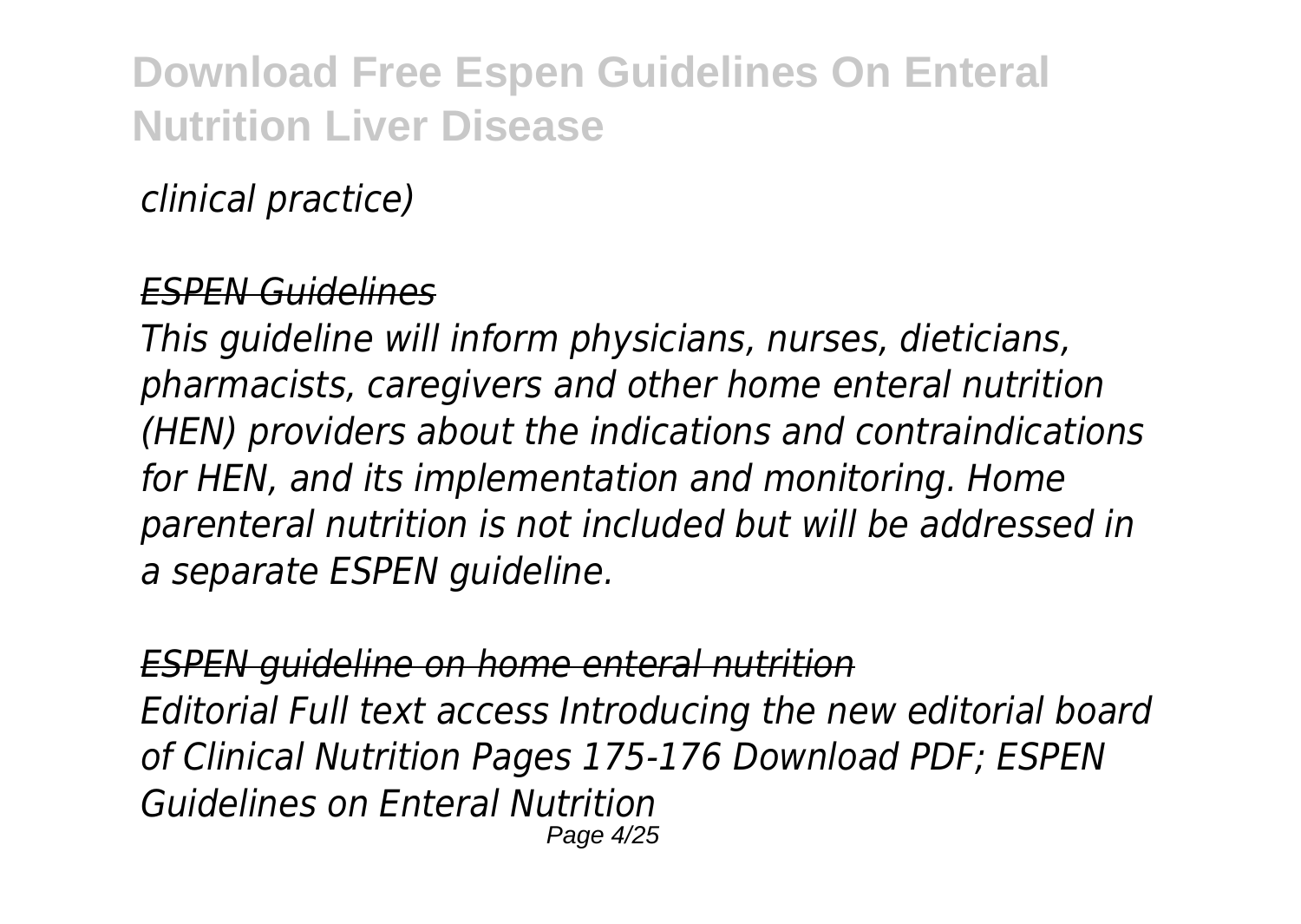*clinical practice)*

*ESPEN Guidelines*

*This guideline will inform physicians, nurses, dieticians, pharmacists, caregivers and other home enteral nutrition (HEN) providers about the indications and contraindications for HEN, and its implementation and monitoring. Home parenteral nutrition is not included but will be addressed in a separate ESPEN guideline.*

*ESPEN guideline on home enteral nutrition*

*Editorial Full text access Introducing the new editorial board of Clinical Nutrition Pages 175-176 Download PDF; ESPEN Guidelines on Enteral Nutrition*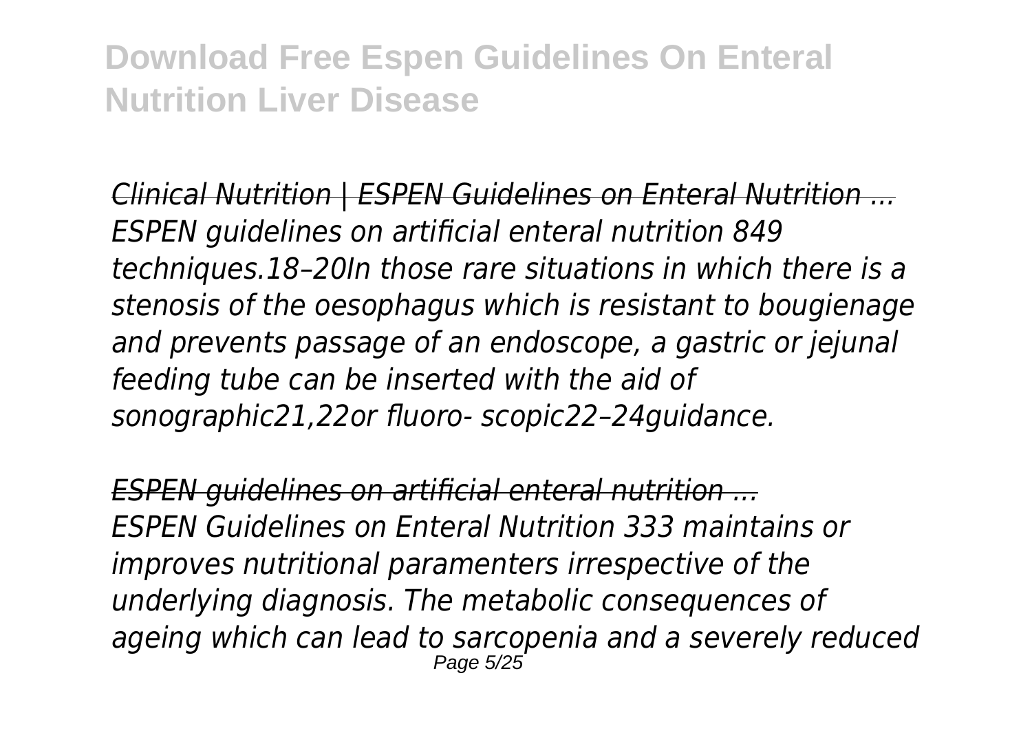*Clinical Nutrition | ESPEN Guidelines on Enteral Nutrition ...*

*ESPEN guidelines on artificial enteral nutrition 849 techniques.18–20In those rare situations in which there is a stenosis of the oesophagus which is resistant to bougienage and prevents passage of an endoscope, a gastric or jejunal feeding tube can be inserted with the aid of sonographic21,22or fluoro- scopic22–24guidance.*

*ESPEN guidelines on artificial enteral nutrition ...*

*ESPEN Guidelines on Enteral Nutrition 333 maintains or improves nutritional paramenters irrespective of the underlying diagnosis. The metabolic consequences of ageing which can lead to sarcopenia and a severely reduced*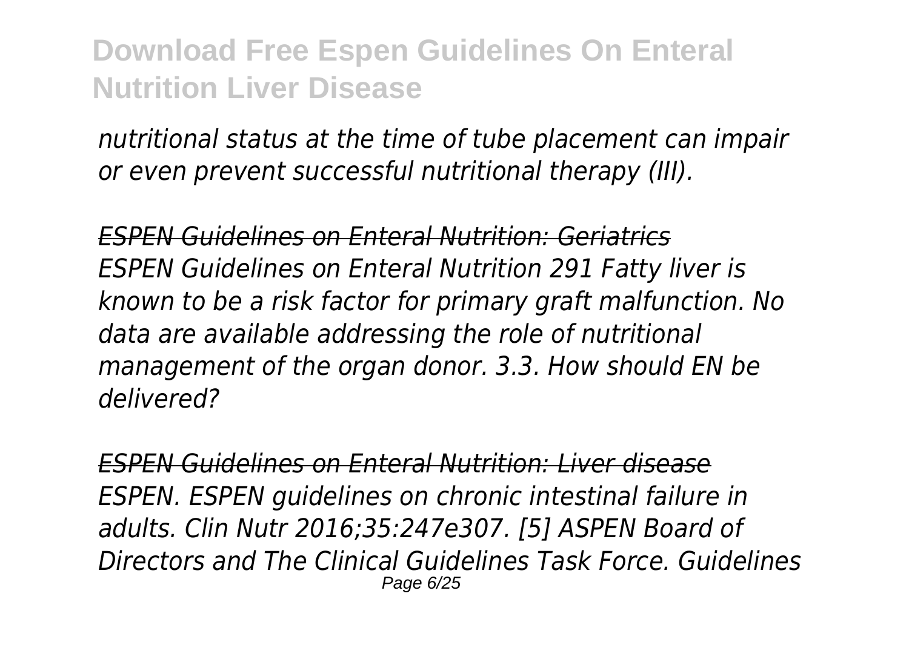*nutritional status at the time of tube placement can impair or even prevent successful nutritional therapy (III).*

*ESPEN Guidelines on Enteral Nutrition: Geriatrics*

*ESPEN Guidelines on Enteral Nutrition 291 Fatty liver is known to be a risk factor for primary graft malfunction. No data are available addressing the role of nutritional management of the organ donor. 3.3. How should EN be delivered?*

*ESPEN Guidelines on Enteral Nutrition: Liver disease*

*ESPEN. ESPEN guidelines on chronic intestinal failure in adults. Clin Nutr 2016;35:247e307. [5] ASPEN Board of Directors and The Clinical Guidelines Task Force. Guidelines*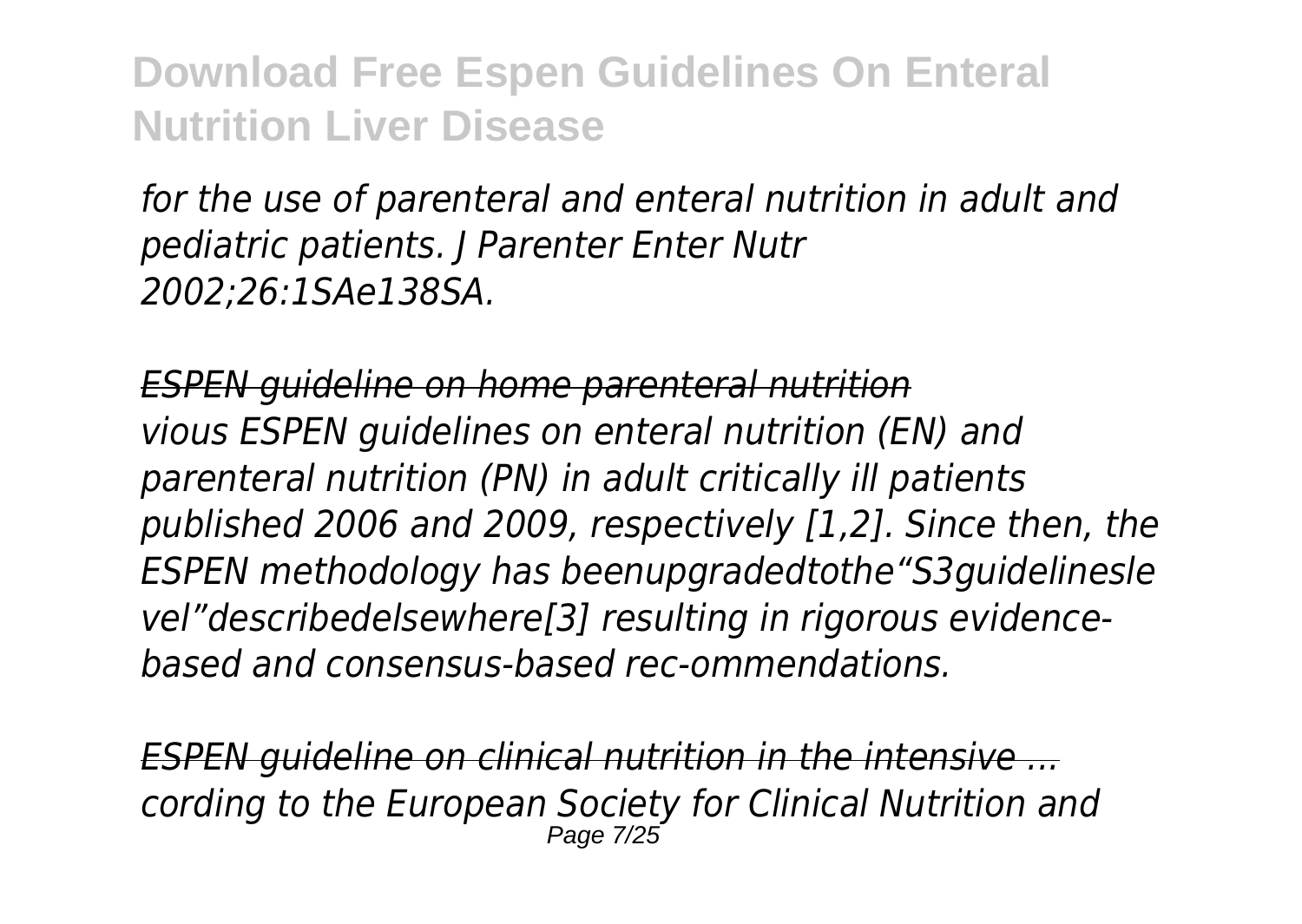*for the use of parenteral and enteral nutrition in adult and pediatric patients. J Parenter Enter Nutr 2002;26:1SAe138SA.*

*ESPEN guideline on home parenteral nutrition*
*vious ESPEN guidelines on enteral nutrition (EN) and parenteral nutrition (PN) in adult critically ill patients published 2006 and 2009, respectively [1,2]. Since then, the ESPEN methodology has beenupgradedtothe"S3guidelinesle vel"describedelsewhere[3] resulting in rigorous evidence-based and consensus-based rec-ommendations.*

*ESPEN guideline on clinical nutrition in the intensive ...*
*cording to the European Society for Clinical Nutrition and*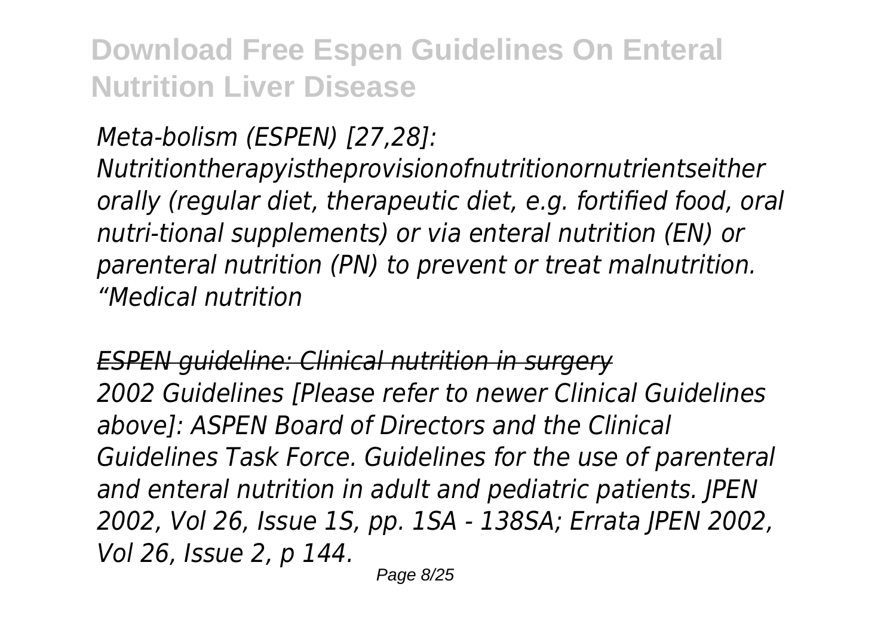*Meta-bolism (ESPEN) [27,28]: Nutritiontherapyistheprovisionofnutritionornutrientseither orally (regular diet, therapeutic diet, e.g. fortified food, oral nutri-tional supplements) or via enteral nutrition (EN) or parenteral nutrition (PN) to prevent or treat malnutrition. "Medical nutrition*

*ESPEN guideline: Clinical nutrition in surgery*

*2002 Guidelines [Please refer to newer Clinical Guidelines above]: ASPEN Board of Directors and the Clinical Guidelines Task Force. Guidelines for the use of parenteral and enteral nutrition in adult and pediatric patients. JPEN 2002, Vol 26, Issue 1S, pp. 1SA - 138SA; Errata JPEN 2002, Vol 26, Issue 2, p 144.*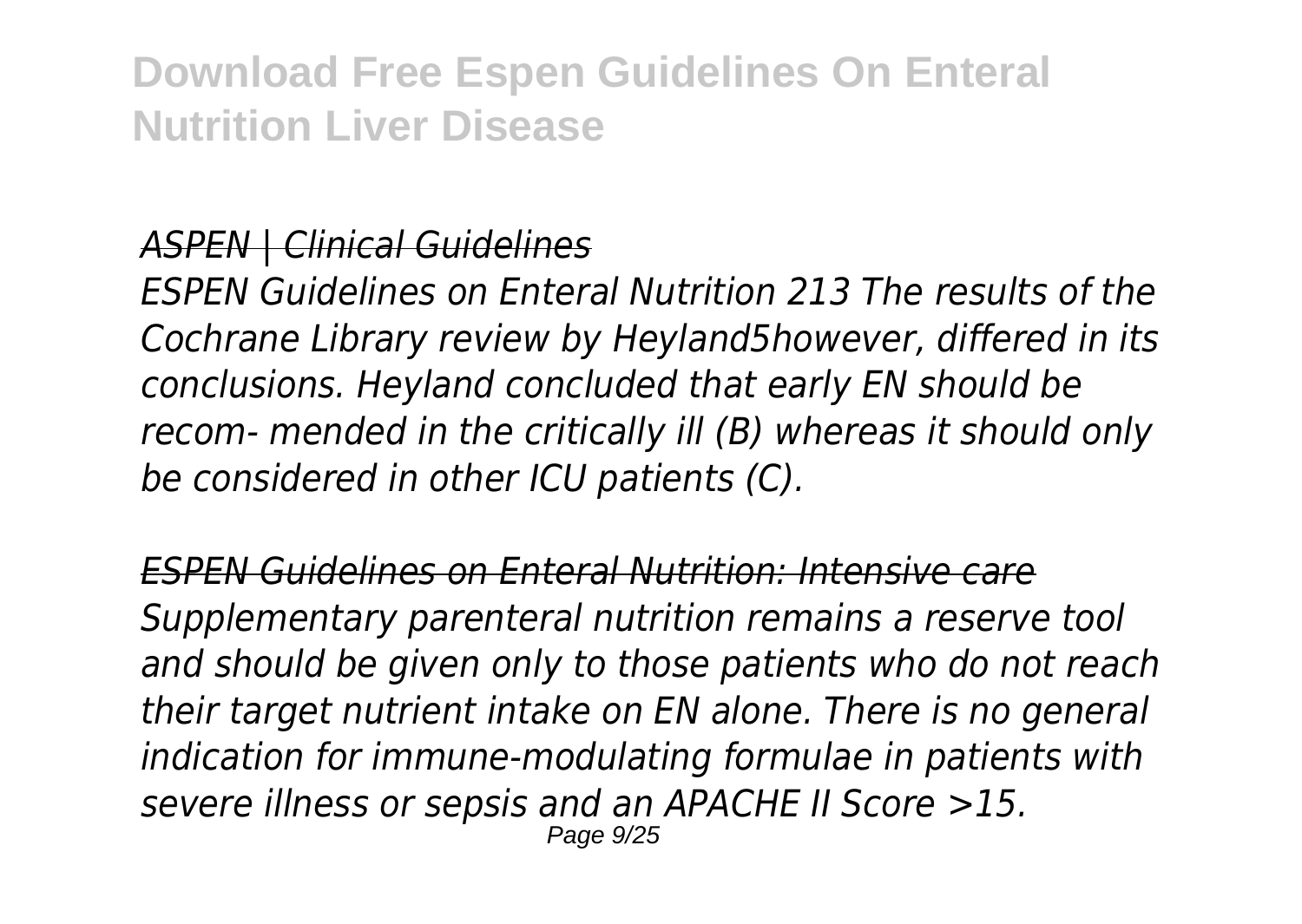*ASPEN | Clinical Guidelines*

*ESPEN Guidelines on Enteral Nutrition 213 The results of the Cochrane Library review by Heyland5however, differed in its conclusions. Heyland concluded that early EN should be recom- mended in the critically ill (B) whereas it should only be considered in other ICU patients (C).*

*ESPEN Guidelines on Enteral Nutrition: Intensive care*

*Supplementary parenteral nutrition remains a reserve tool and should be given only to those patients who do not reach their target nutrient intake on EN alone. There is no general indication for immune-modulating formulae in patients with severe illness or sepsis and an APACHE II Score >15.*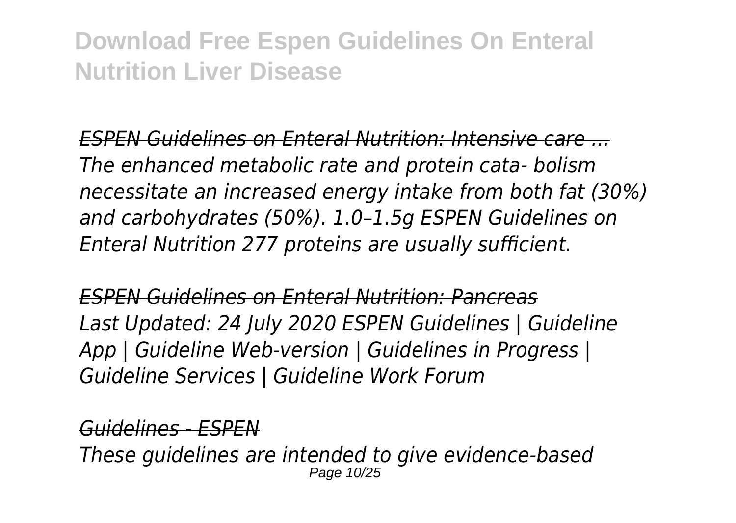*ESPEN Guidelines on Enteral Nutrition: Intensive care ...*
*The enhanced metabolic rate and protein cata- bolism necessitate an increased energy intake from both fat (30%) and carbohydrates (50%). 1.0–1.5g ESPEN Guidelines on Enteral Nutrition 277 proteins are usually sufficient.*

*ESPEN Guidelines on Enteral Nutrition: Pancreas*
*Last Updated: 24 July 2020 ESPEN Guidelines | Guideline App | Guideline Web-version | Guidelines in Progress | Guideline Services | Guideline Work Forum*

*Guidelines - ESPEN*
*These guidelines are intended to give evidence-based*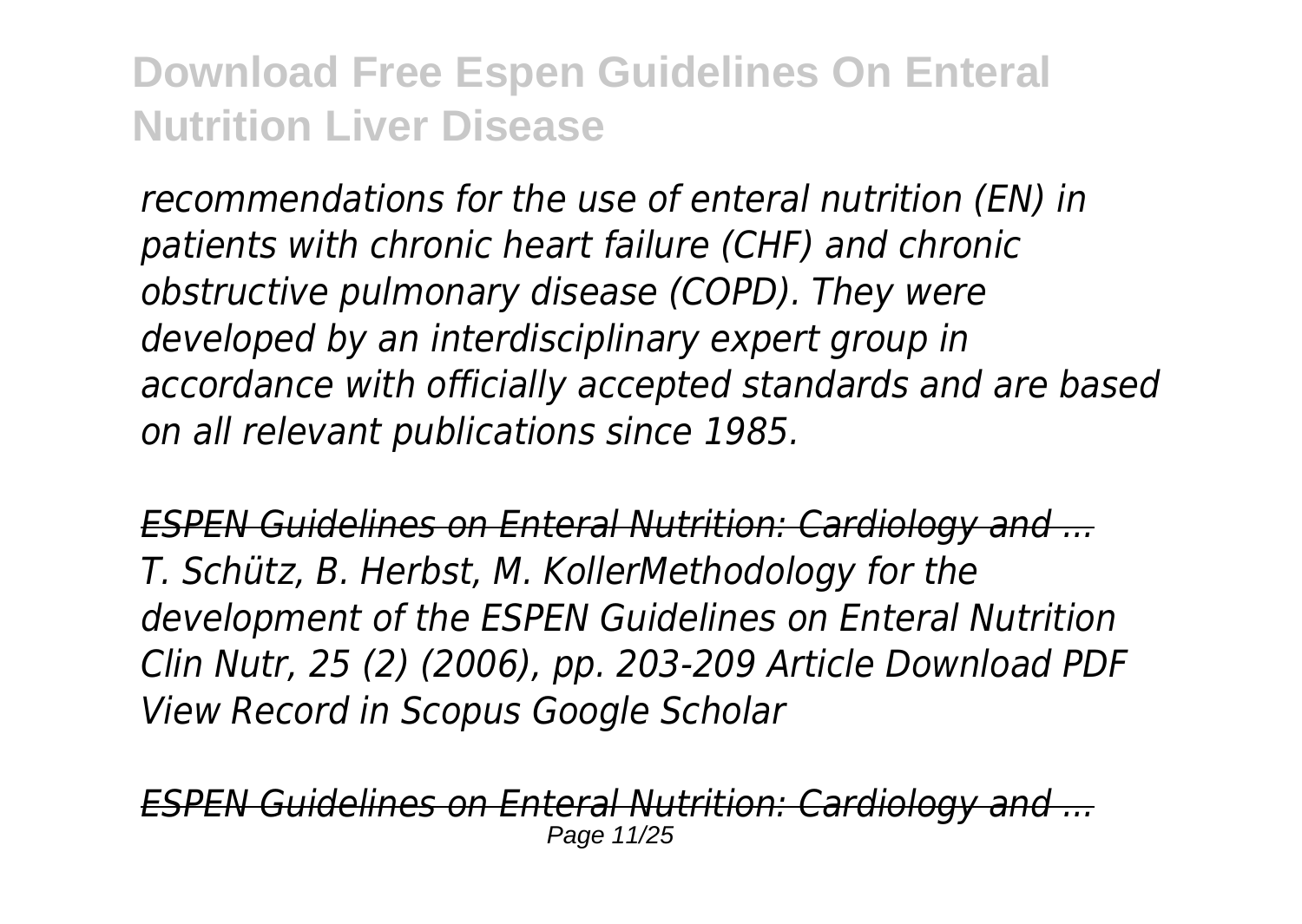*recommendations for the use of enteral nutrition (EN) in patients with chronic heart failure (CHF) and chronic obstructive pulmonary disease (COPD). They were developed by an interdisciplinary expert group in accordance with officially accepted standards and are based on all relevant publications since 1985.*

*ESPEN Guidelines on Enteral Nutrition: Cardiology and ...*
*T. Schütz, B. Herbst, M. KollerMethodology for the development of the ESPEN Guidelines on Enteral Nutrition Clin Nutr, 25 (2) (2006), pp. 203-209 Article Download PDF View Record in Scopus Google Scholar*

*ESPEN Guidelines on Enteral Nutrition: Cardiology and ...*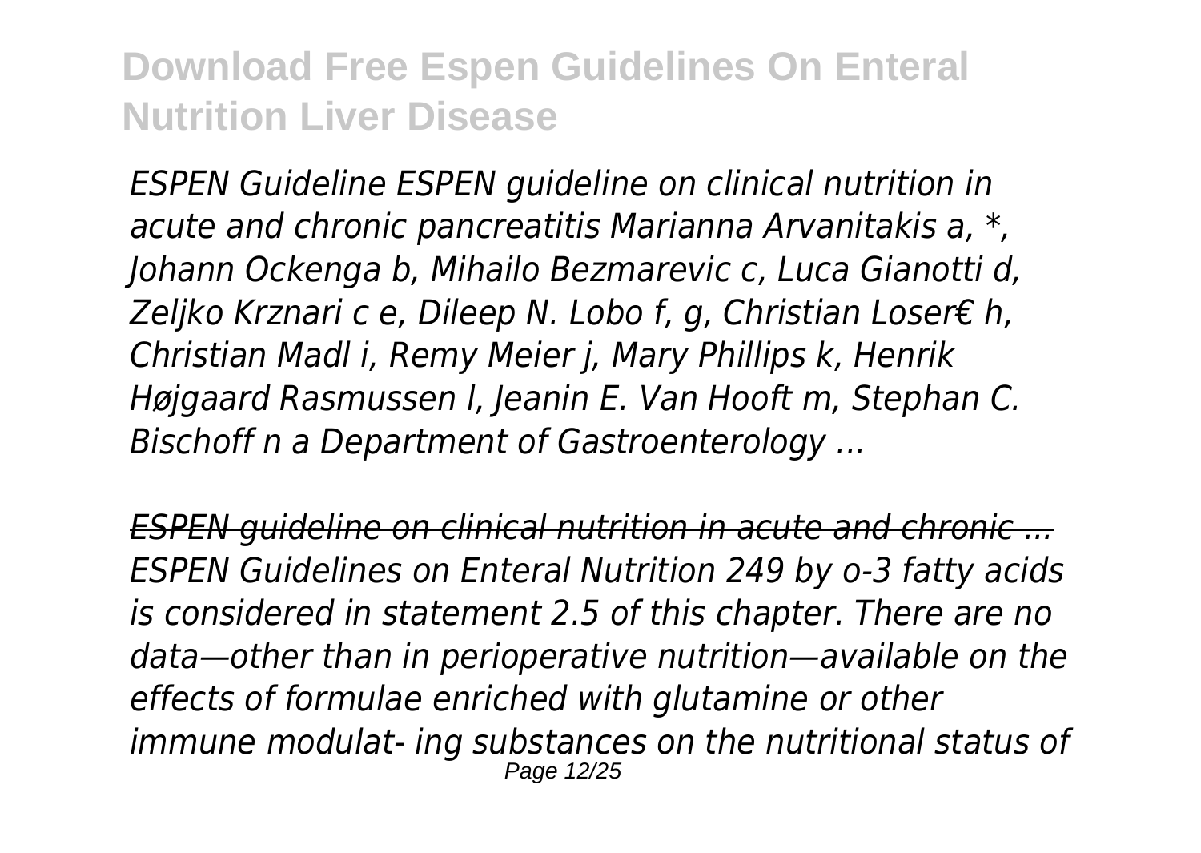*ESPEN Guideline ESPEN guideline on clinical nutrition in acute and chronic pancreatitis Marianna Arvanitakis a, *, Johann Ockenga b, Mihailo Bezmarevic c, Luca Gianotti d, Zeljko Krznari c e, Dileep N. Lobo f, g, Christian Loser€ h, Christian Madl i, Remy Meier j, Mary Phillips k, Henrik Højgaard Rasmussen l, Jeanin E. Van Hooft m, Stephan C. Bischoff n a Department of Gastroenterology ...*

*ESPEN guideline on clinical nutrition in acute and chronic ...*
*ESPEN Guidelines on Enteral Nutrition 249 by o-3 fatty acids is considered in statement 2.5 of this chapter. There are no data—other than in perioperative nutrition—available on the effects of formulae enriched with glutamine or other immune modulat- ing substances on the nutritional status of*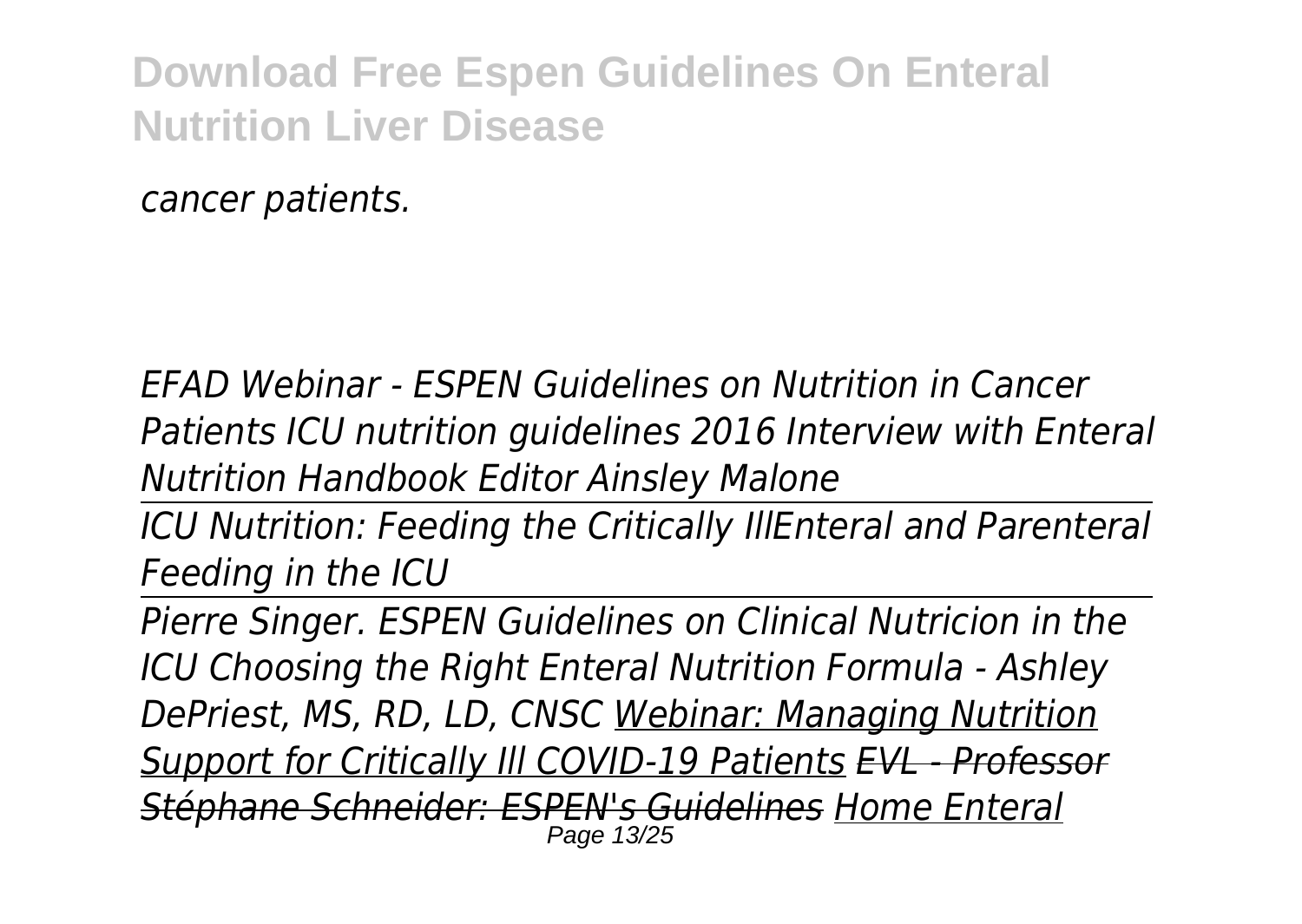*cancer patients.*

*EFAD Webinar - ESPEN Guidelines on Nutrition in Cancer Patients ICU nutrition guidelines 2016 Interview with Enteral Nutrition Handbook Editor Ainsley Malone*

*ICU Nutrition: Feeding the Critically IllEnteral and Parenteral Feeding in the ICU*

*Pierre Singer. ESPEN Guidelines on Clinical Nutricion in the ICU Choosing the Right Enteral Nutrition Formula - Ashley DePriest, MS, RD, LD, CNSC Webinar: Managing Nutrition Support for Critically Ill COVID-19 Patients ~~EVL - Professor Stéphane Schneider: ESPEN's Guidelines~~ Home Enteral*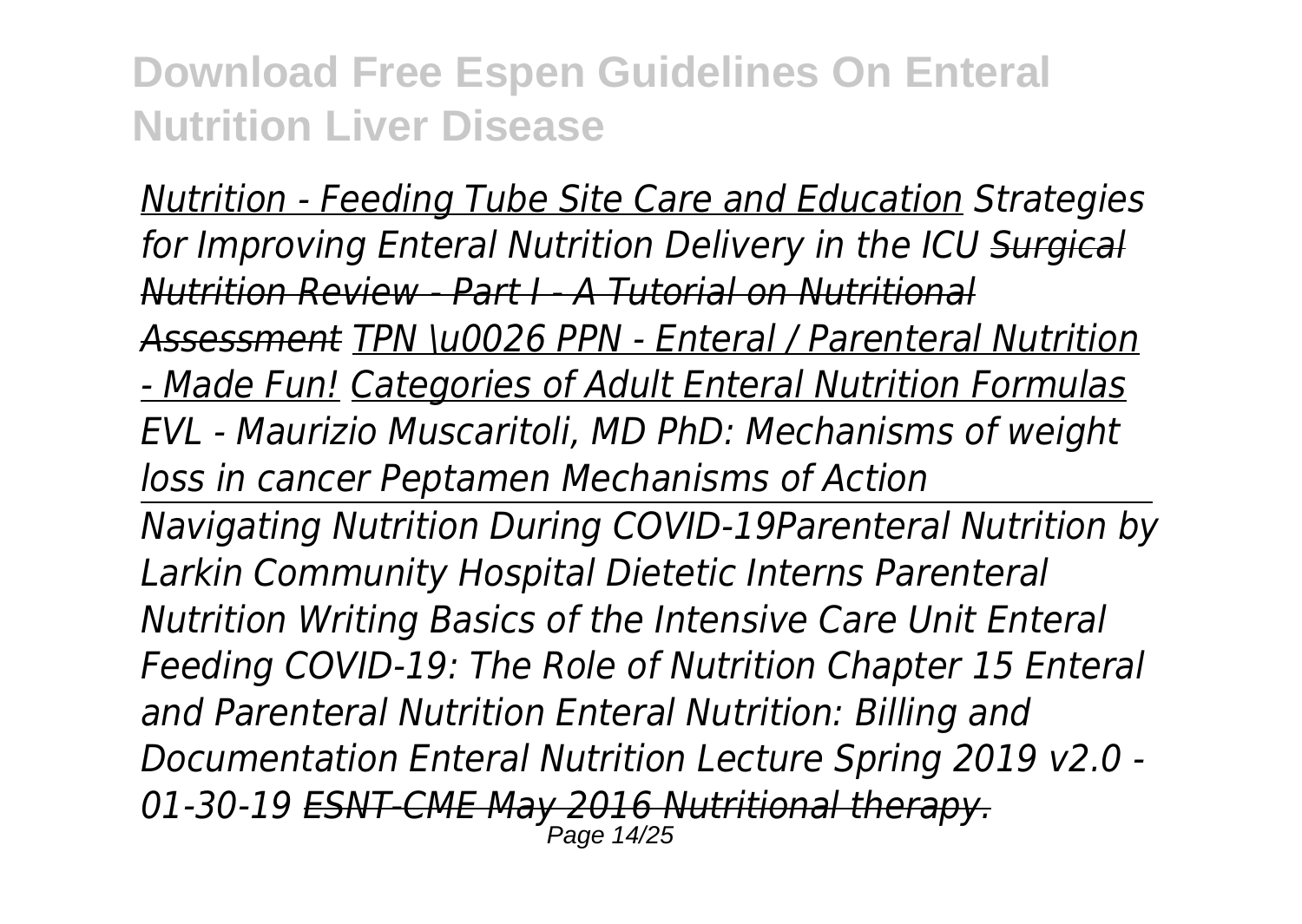*Nutrition - Feeding Tube Site Care and Education Strategies for Improving Enteral Nutrition Delivery in the ICU ~~Surgical Nutrition Review - Part I - A Tutorial on Nutritional Assessment~~ TPN \u0026 PPN - Enteral / Parenteral Nutrition - Made Fun! Categories of Adult Enteral Nutrition Formulas EVL - Maurizio Muscaritoli, MD PhD: Mechanisms of weight loss in cancer Peptamen Mechanisms of Action*

*Navigating Nutrition During COVID-19Parenteral Nutrition by Larkin Community Hospital Dietetic Interns Parenteral Nutrition Writing Basics of the Intensive Care Unit Enteral Feeding COVID-19: The Role of Nutrition Chapter 15 Enteral and Parenteral Nutrition Enteral Nutrition: Billing and Documentation Enteral Nutrition Lecture Spring 2019 v2.0 - 01-30-19 ~~ESNT-CME May 2016 Nutritional therapy.~~*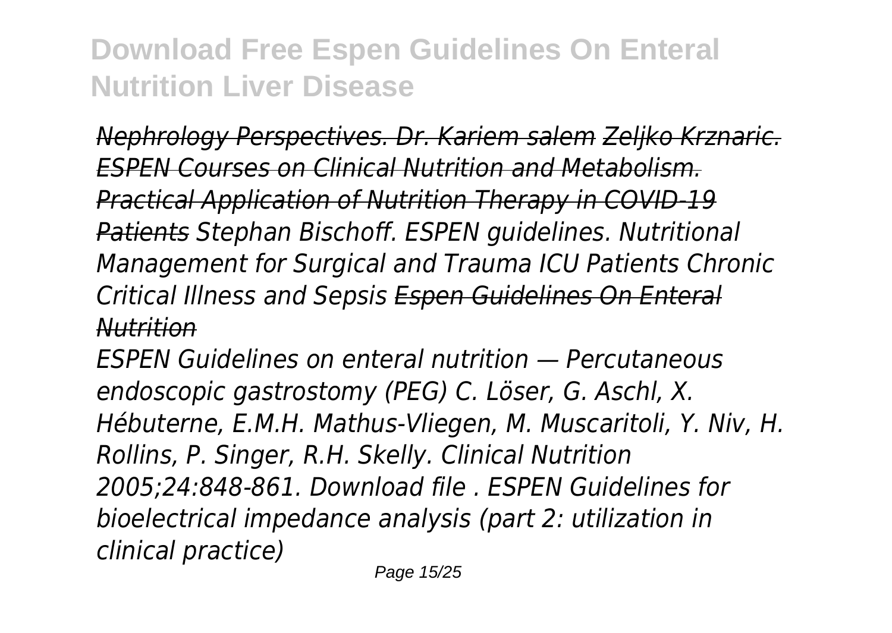*Nephrology Perspectives. Dr. Kariem salem* *Zeljko Krznaric. ESPEN Courses on Clinical Nutrition and Metabolism. Practical Application of Nutrition Therapy in COVID-19 Patients* *Stephan Bischoff. ESPEN guidelines. Nutritional Management for Surgical and Trauma ICU Patients Chronic Critical Illness and Sepsis* *Espen Guidelines On Enteral Nutrition*

*ESPEN Guidelines on enteral nutrition — Percutaneous endoscopic gastrostomy (PEG) C. Löser, G. Aschl, X. Hébuterne, E.M.H. Mathus-Vliegen, M. Muscaritoli, Y. Niv, H. Rollins, P. Singer, R.H. Skelly. Clinical Nutrition 2005;24:848-861. Download file . ESPEN Guidelines for bioelectrical impedance analysis (part 2: utilization in clinical practice)*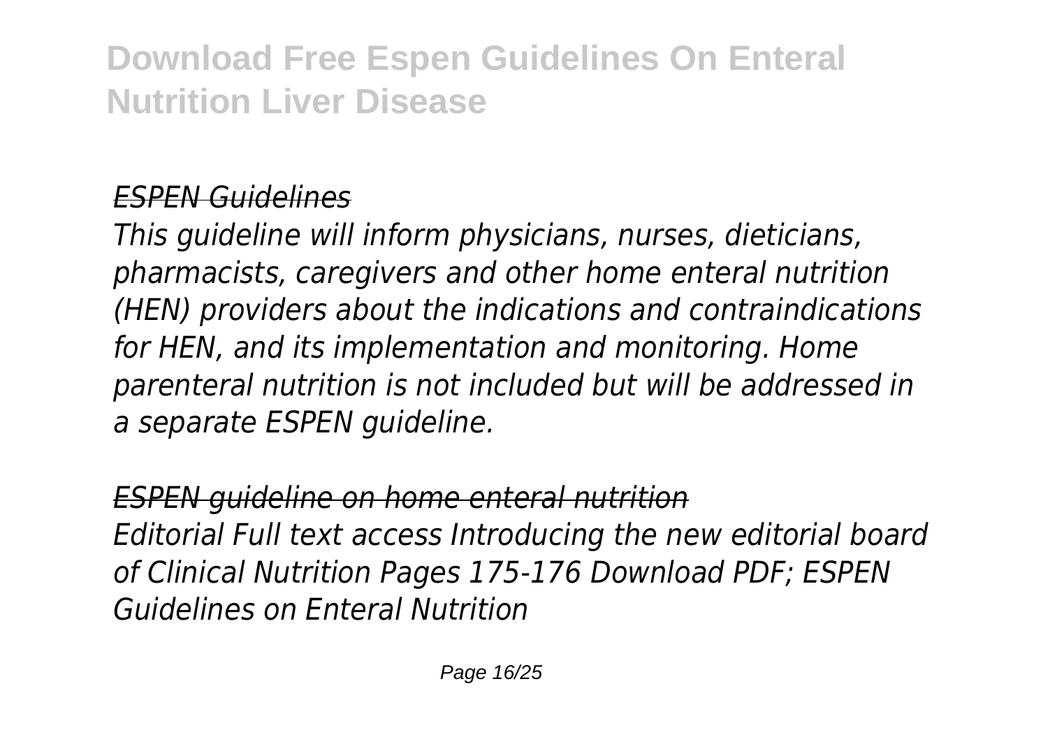*ESPEN Guidelines*

*This guideline will inform physicians, nurses, dieticians, pharmacists, caregivers and other home enteral nutrition (HEN) providers about the indications and contraindications for HEN, and its implementation and monitoring. Home parenteral nutrition is not included but will be addressed in a separate ESPEN guideline.*

*ESPEN guideline on home enteral nutrition*

*Editorial Full text access Introducing the new editorial board of Clinical Nutrition Pages 175-176 Download PDF; ESPEN Guidelines on Enteral Nutrition*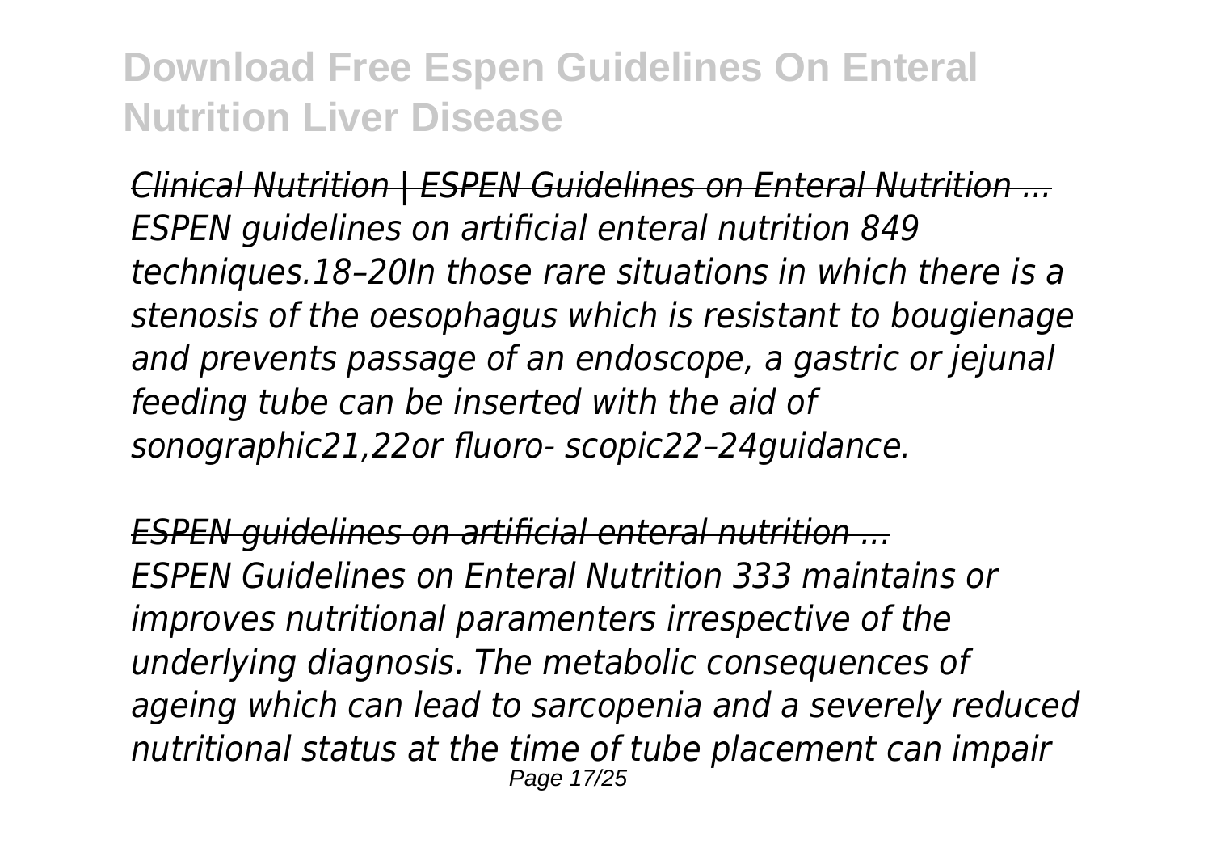*Clinical Nutrition | ESPEN Guidelines on Enteral Nutrition ...*

*ESPEN guidelines on artificial enteral nutrition 849 techniques.18–20In those rare situations in which there is a stenosis of the oesophagus which is resistant to bougienage and prevents passage of an endoscope, a gastric or jejunal feeding tube can be inserted with the aid of sonographic21,22or fluoro- scopic22–24guidance.*

*ESPEN guidelines on artificial enteral nutrition ...*

*ESPEN Guidelines on Enteral Nutrition 333 maintains or improves nutritional paramenters irrespective of the underlying diagnosis. The metabolic consequences of ageing which can lead to sarcopenia and a severely reduced nutritional status at the time of tube placement can impair*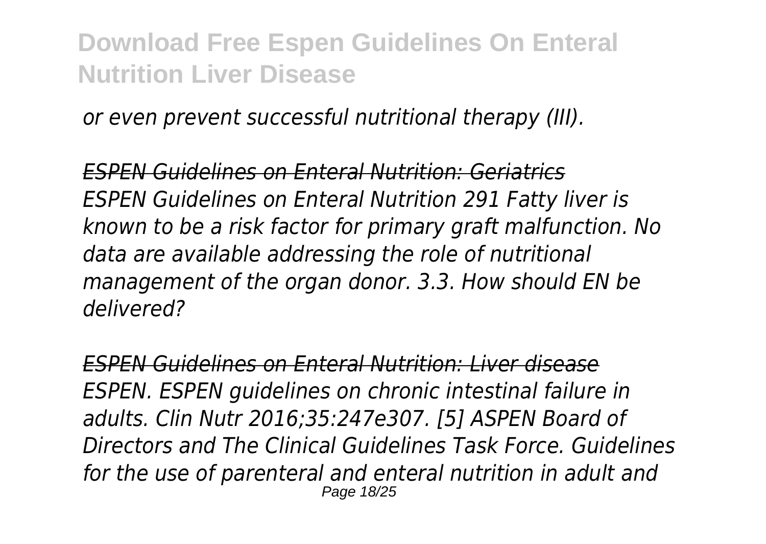*or even prevent successful nutritional therapy (III).*

*ESPEN Guidelines on Enteral Nutrition: Geriatrics*

*ESPEN Guidelines on Enteral Nutrition 291 Fatty liver is known to be a risk factor for primary graft malfunction. No data are available addressing the role of nutritional management of the organ donor. 3.3. How should EN be delivered?*

*ESPEN Guidelines on Enteral Nutrition: Liver disease*

*ESPEN. ESPEN guidelines on chronic intestinal failure in adults. Clin Nutr 2016;35:247e307. [5] ASPEN Board of Directors and The Clinical Guidelines Task Force. Guidelines for the use of parenteral and enteral nutrition in adult and*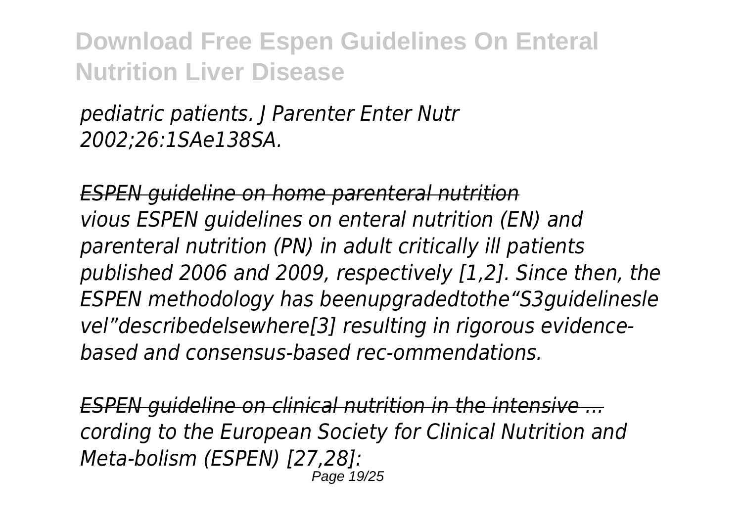*pediatric patients. J Parenter Enter Nutr 2002;26:1SAe138SA.*

*ESPEN guideline on home parenteral nutrition*

*vious ESPEN guidelines on enteral nutrition (EN) and parenteral nutrition (PN) in adult critically ill patients published 2006 and 2009, respectively [1,2]. Since then, the ESPEN methodology has beenupgradedtothe"S3guidelineslevel"describedelsewhere[3] resulting in rigorous evidence-based and consensus-based rec-ommendations.*

*ESPEN guideline on clinical nutrition in the intensive ...*

*cording to the European Society for Clinical Nutrition and Meta-bolism (ESPEN) [27,28]:*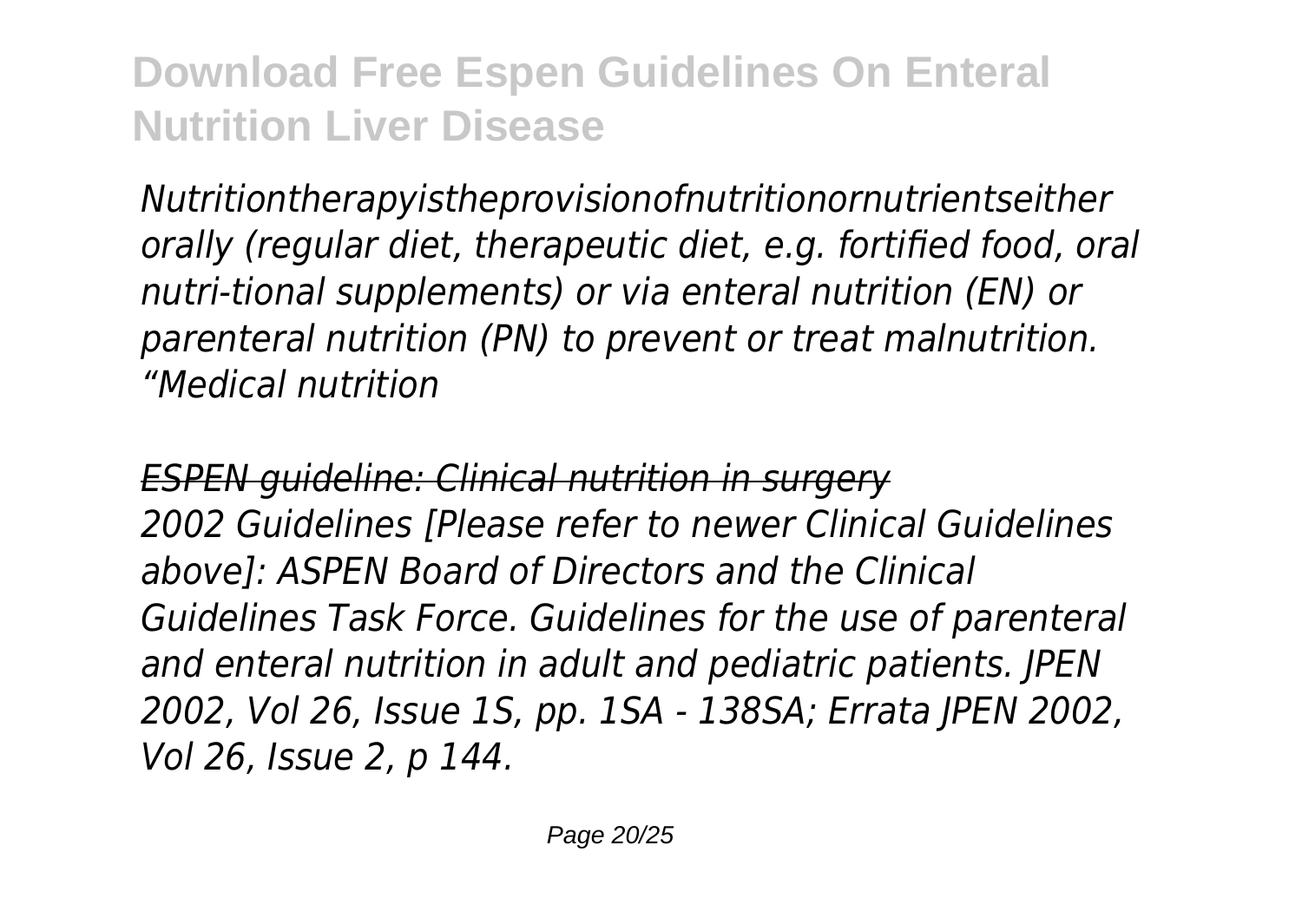*Nutritiontherapyistheprovisionofnutritionornutrientseither orally (regular diet, therapeutic diet, e.g. fortified food, oral nutri-tional supplements) or via enteral nutrition (EN) or parenteral nutrition (PN) to prevent or treat malnutrition. "Medical nutrition*

## *ESPEN guideline: Clinical nutrition in surgery*

*2002 Guidelines [Please refer to newer Clinical Guidelines above]: ASPEN Board of Directors and the Clinical Guidelines Task Force. Guidelines for the use of parenteral and enteral nutrition in adult and pediatric patients. JPEN 2002, Vol 26, Issue 1S, pp. 1SA - 138SA; Errata JPEN 2002, Vol 26, Issue 2, p 144.*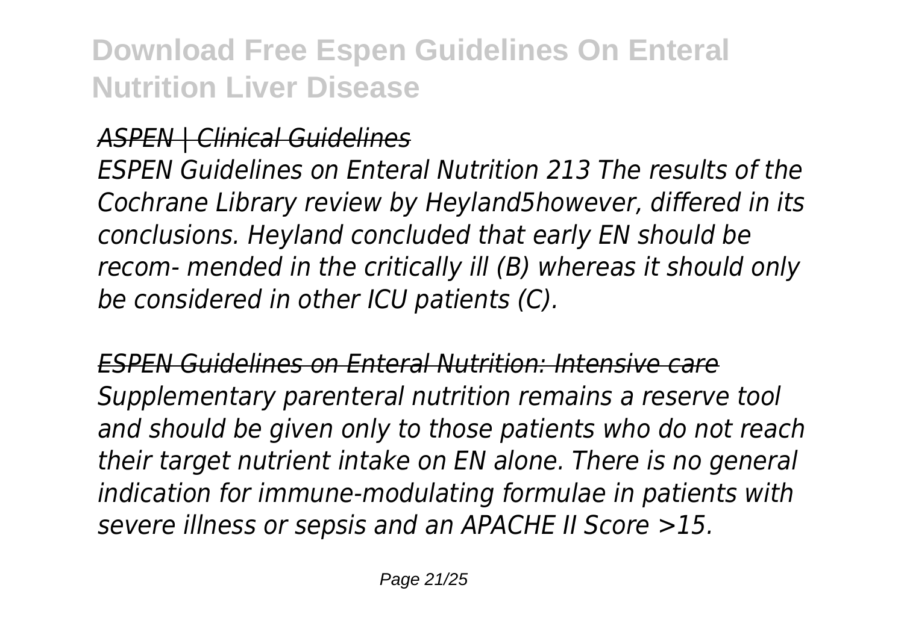*ASPEN | Clinical Guidelines*

*ESPEN Guidelines on Enteral Nutrition 213 The results of the Cochrane Library review by Heyland5however, differed in its conclusions. Heyland concluded that early EN should be recom- mended in the critically ill (B) whereas it should only be considered in other ICU patients (C).*

*ESPEN Guidelines on Enteral Nutrition: Intensive care*

*Supplementary parenteral nutrition remains a reserve tool and should be given only to those patients who do not reach their target nutrient intake on EN alone. There is no general indication for immune-modulating formulae in patients with severe illness or sepsis and an APACHE II Score >15.*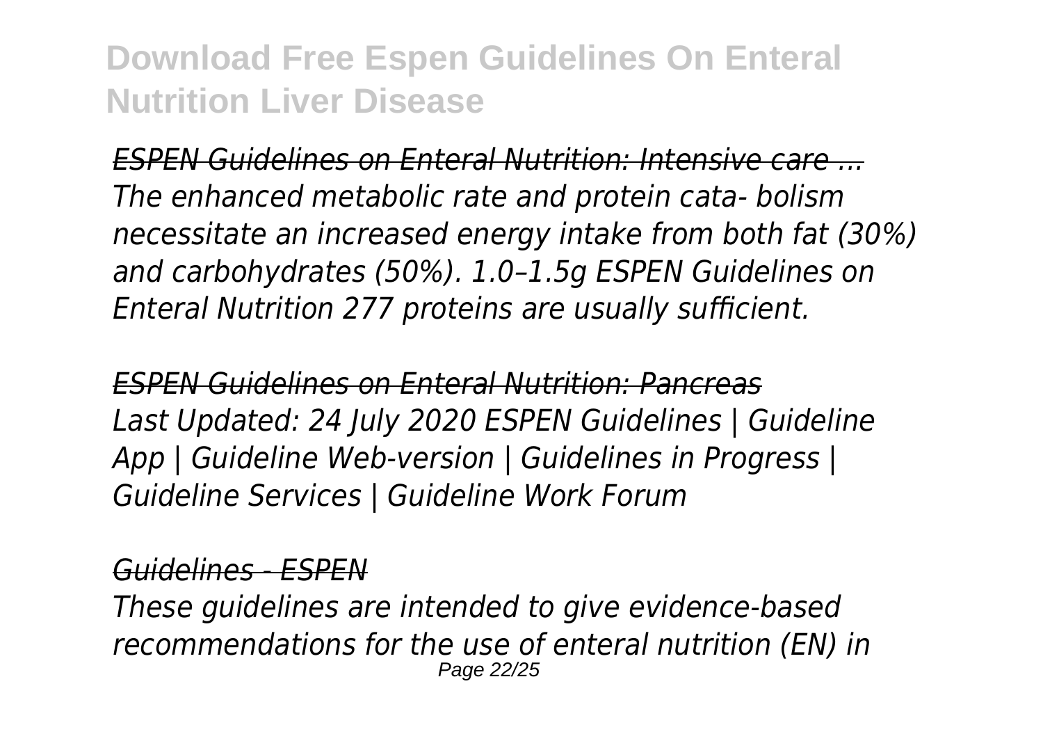*ESPEN Guidelines on Enteral Nutrition: Intensive care ...*
*The enhanced metabolic rate and protein cata- bolism necessitate an increased energy intake from both fat (30%) and carbohydrates (50%). 1.0–1.5g ESPEN Guidelines on Enteral Nutrition 277 proteins are usually sufficient.*

*ESPEN Guidelines on Enteral Nutrition: Pancreas*
*Last Updated: 24 July 2020 ESPEN Guidelines | Guideline App | Guideline Web-version | Guidelines in Progress | Guideline Services | Guideline Work Forum*

*Guidelines - ESPEN*
*These guidelines are intended to give evidence-based recommendations for the use of enteral nutrition (EN) in*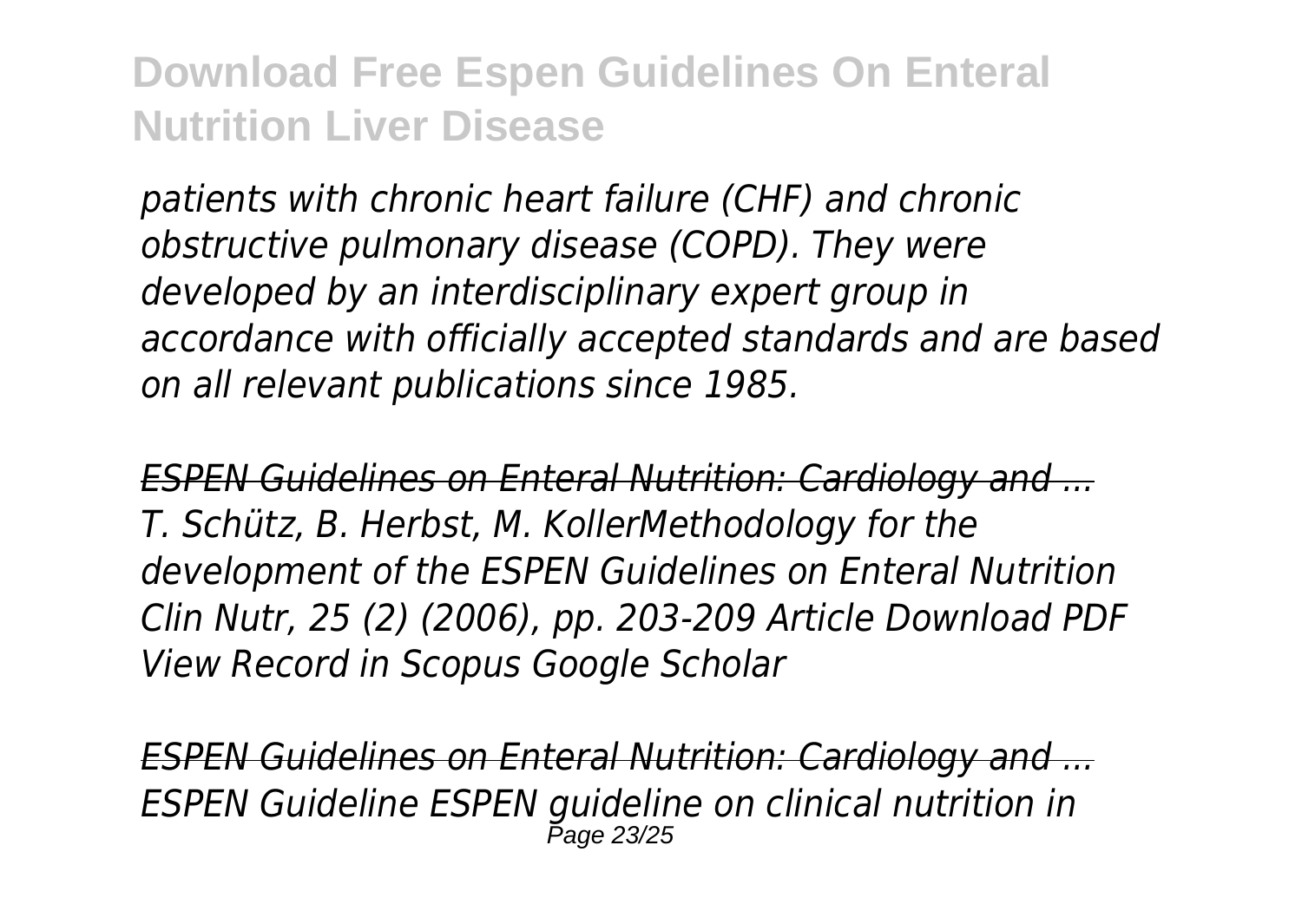*patients with chronic heart failure (CHF) and chronic obstructive pulmonary disease (COPD). They were developed by an interdisciplinary expert group in accordance with officially accepted standards and are based on all relevant publications since 1985.*

*ESPEN Guidelines on Enteral Nutrition: Cardiology and ...*
*T. Schütz, B. Herbst, M. KollerMethodology for the development of the ESPEN Guidelines on Enteral Nutrition Clin Nutr, 25 (2) (2006), pp. 203-209 Article Download PDF View Record in Scopus Google Scholar*

*ESPEN Guidelines on Enteral Nutrition: Cardiology and ...*
*ESPEN Guideline ESPEN guideline on clinical nutrition in*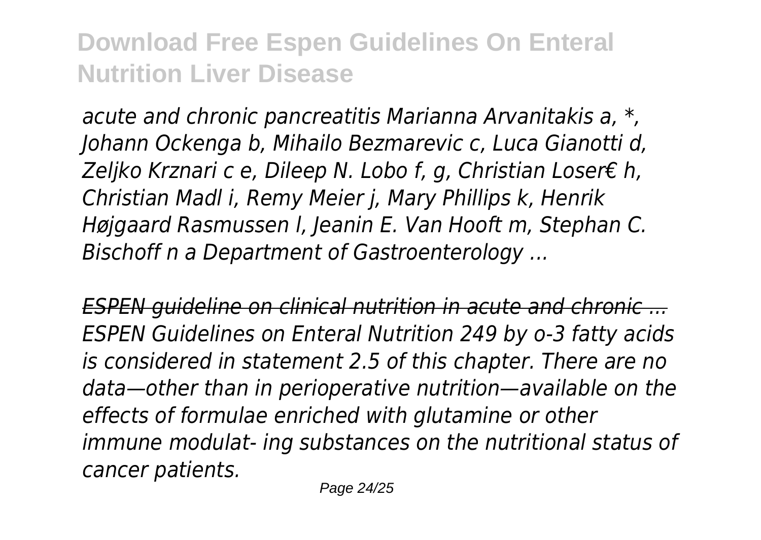*acute and chronic pancreatitis Marianna Arvanitakis a, *, Johann Ockenga b, Mihailo Bezmarevic c, Luca Gianotti d, Zeljko Krznari c e, Dileep N. Lobo f, g, Christian Loser€ h, Christian Madl i, Remy Meier j, Mary Phillips k, Henrik Højgaard Rasmussen l, Jeanin E. Van Hooft m, Stephan C. Bischoff n a Department of Gastroenterology ...*

*ESPEN guideline on clinical nutrition in acute and chronic ...*
*ESPEN Guidelines on Enteral Nutrition 249 by o-3 fatty acids is considered in statement 2.5 of this chapter. There are no data—other than in perioperative nutrition—available on the effects of formulae enriched with glutamine or other immune modulat- ing substances on the nutritional status of cancer patients.*